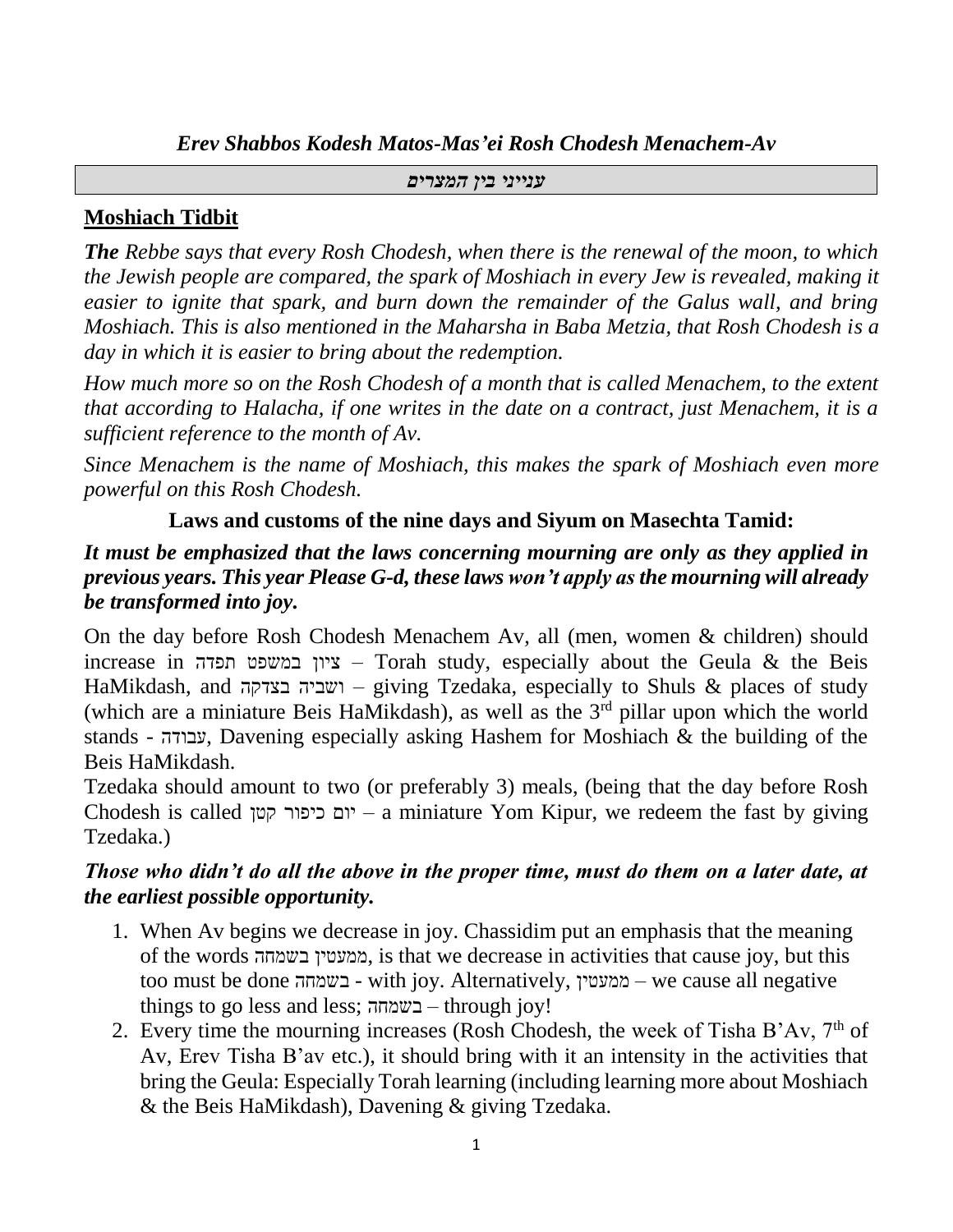*Erev Shabbos Kodesh Matos-Mas'ei Rosh Chodesh Menachem-Av*

***ענייני בין המצרים***

## Moshiach Tidbit

***The** Rebbe says that every Rosh Chodesh, when there is the renewal of the moon, to which the Jewish people are compared, the spark of Moshiach in every Jew is revealed, making it easier to ignite that spark, and burn down the remainder of the Galus wall, and bring Moshiach. This is also mentioned in the Maharsha in Baba Metzia, that Rosh Chodesh is a day in which it is easier to bring about the redemption.*

*How much more so on the Rosh Chodesh of a month that is called Menachem, to the extent that according to Halacha, if one writes in the date on a contract, just Menachem, it is a sufficient reference to the month of Av.*

*Since Menachem is the name of Moshiach, this makes the spark of Moshiach even more powerful on this Rosh Chodesh.*

### Laws and customs of the nine days and Siyum on Masechta Tamid:

***It must be emphasized that the laws concerning mourning are only as they applied in previous years. This year Please G-d, these laws won't apply as the mourning will already be transformed into joy.***

On the day before Rosh Chodesh Menachem Av, all (men, women & children) should increase in ציון במשפט תפדה – Torah study, especially about the Geula & the Beis HaMikdash, and ושביה בצדקה – giving Tzedaka, especially to Shuls & places of study (which are a miniature Beis HaMikdash), as well as the 3rd pillar upon which the world stands - עבודה, Davening especially asking Hashem for Moshiach & the building of the Beis HaMikdash.

Tzedaka should amount to two (or preferably 3) meals, (being that the day before Rosh Chodesh is called יום כיפור קטן – a miniature Yom Kipur, we redeem the fast by giving Tzedaka.)

***Those who didn't do all the above in the proper time, must do them on a later date, at the earliest possible opportunity.***

1. When Av begins we decrease in joy. Chassidim put an emphasis that the meaning of the words ממעטין בשמחה, is that we decrease in activities that cause joy, but this too must be done בשמחה - with joy. Alternatively, ממעטין – we cause all negative things to go less and less; בשמחה – through joy!
2. Every time the mourning increases (Rosh Chodesh, the week of Tisha B'Av, 7th of Av, Erev Tisha B'av etc.), it should bring with it an intensity in the activities that bring the Geula: Especially Torah learning (including learning more about Moshiach & the Beis HaMikdash), Davening & giving Tzedaka.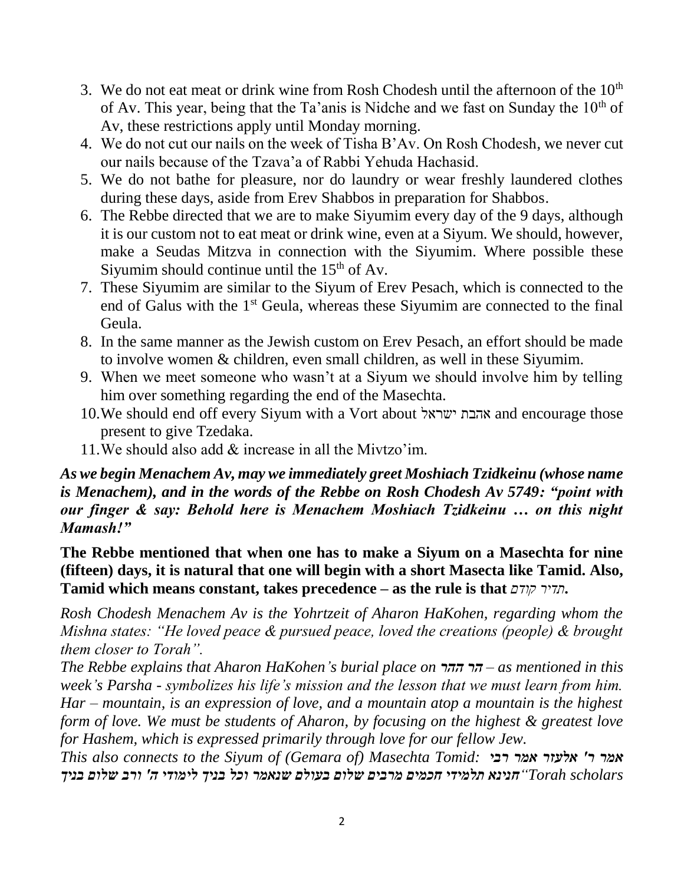3. We do not eat meat or drink wine from Rosh Chodesh until the afternoon of the 10th of Av. This year, being that the Ta'anis is Nidche and we fast on Sunday the 10th of Av, these restrictions apply until Monday morning.
4. We do not cut our nails on the week of Tisha B'Av. On Rosh Chodesh, we never cut our nails because of the Tzava'a of Rabbi Yehuda Hachasid.
5. We do not bathe for pleasure, nor do laundry or wear freshly laundered clothes during these days, aside from Erev Shabbos in preparation for Shabbos.
6. The Rebbe directed that we are to make Siyumim every day of the 9 days, although it is our custom not to eat meat or drink wine, even at a Siyum. We should, however, make a Seudas Mitzva in connection with the Siyumim. Where possible these Siyumim should continue until the 15th of Av.
7. These Siyumim are similar to the Siyum of Erev Pesach, which is connected to the end of Galus with the 1st Geula, whereas these Siyumim are connected to the final Geula.
8. In the same manner as the Jewish custom on Erev Pesach, an effort should be made to involve women & children, even small children, as well in these Siyumim.
9. When we meet someone who wasn't at a Siyum we should involve him by telling him over something regarding the end of the Masechta.
10. We should end off every Siyum with a Vort about אהבת ישראל and encourage those present to give Tzedaka.
11. We should also add & increase in all the Mivtzo'im.

***As we begin Menachem Av, may we immediately greet Moshiach Tzidkeinu (whose name is Menachem), and in the words of the Rebbe on Rosh Chodesh Av 5749: "point with our finger & say: Behold here is Menachem Moshiach Tzidkeinu … on this night Mamash!"***

**The Rebbe mentioned that when one has to make a Siyum on a Masechta for nine (fifteen) days, it is natural that one will begin with a short Masecta like Tamid. Also, Tamid which means constant, takes precedence – as the rule is that** *תדיר קודם***.**

*Rosh Chodesh Menachem Av is the Yohrtzeit of Aharon HaKohen, regarding whom the Mishna states: "He loved peace & pursued peace, loved the creations (people) & brought them closer to Torah".*

*The Rebbe explains that Aharon HaKohen's burial place on* ***הר ההר*** *– as mentioned in this week's Parsha - symbolizes his life's mission and the lesson that we must learn from him. Har – mountain, is an expression of love, and a mountain atop a mountain is the highest form of love. We must be students of Aharon, by focusing on the highest & greatest love for Hashem, which is expressed primarily through love for our fellow Jew.*

*This also connects to the Siyum of (Gemara of) Masechta Tomid:* ***אמר ר' אלעזר אמר רבי חנינא תלמידי חכמים מרבים שלום בעולם שנאמר וכל בניך לימודי ה' ורב שלום בניך*** *"Torah scholars*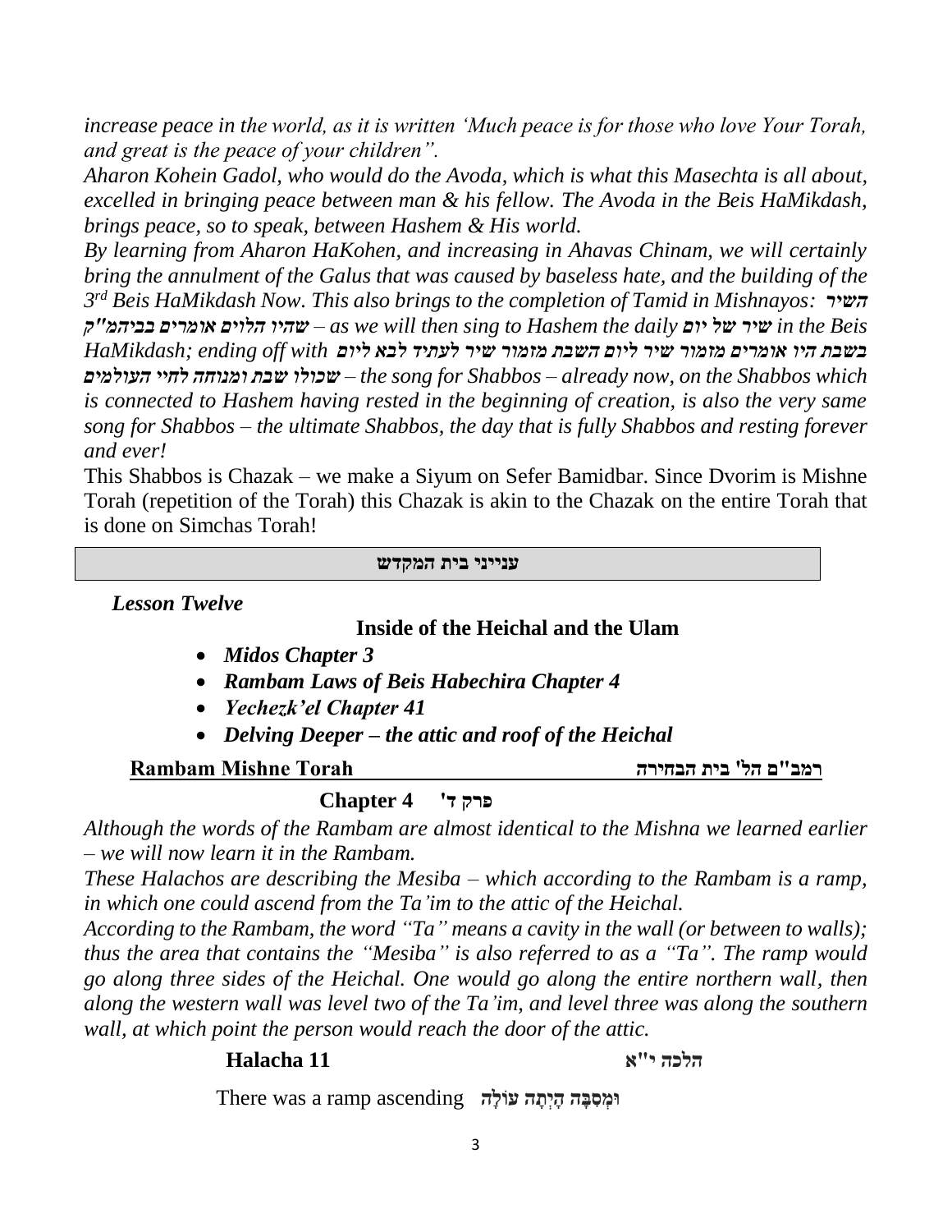*increase peace in the world, as it is written 'Much peace is for those who love Your Torah, and great is the peace of your children".*

*Aharon Kohein Gadol, who would do the Avoda, which is what this Masechta is all about, excelled in bringing peace between man & his fellow. The Avoda in the Beis HaMikdash, brings peace, so to speak, between Hashem & His world.*

*By learning from Aharon HaKohen, and increasing in Ahavas Chinam, we will certainly bring the annulment of the Galus that was caused by baseless hate, and the building of the 3rd Beis HaMikdash Now. This also brings to the completion of Tamid in Mishnayos:* ***השיר שהיו הלוים אומרים בביהמ"ק*** *– as we will then sing to Hashem the daily* ***שיר של יום*** *in the Beis HaMikdash; ending off with* ***בשבת היו אומרים מזמור שיר ליום השבת מזמור שיר לעתיד לבא ליום שכולו שבת ומנוחה לחיי העולמים*** *– the song for Shabbos – already now, on the Shabbos which is connected to Hashem having rested in the beginning of creation, is also the very same song for Shabbos – the ultimate Shabbos, the day that is fully Shabbos and resting forever and ever!*

This Shabbos is Chazak – we make a Siyum on Sefer Bamidbar. Since Dvorim is Mishne Torah (repetition of the Torah) this Chazak is akin to the Chazak on the entire Torah that is done on Simchas Torah!

**ענייני בית המקדש**

***Lesson Twelve***

**Inside of the Heichal and the Ulam**

- ***Midos Chapter 3***
- ***Rambam Laws of Beis Habechira Chapter 4***
- ***Yechezk'el Chapter 41***
- ***Delving Deeper – the attic and roof of the Heichal***

**Rambam Mishne Torah** **רמב"ם הל' בית הבחירה**

**Chapter 4 פרק ד'**

*Although the words of the Rambam are almost identical to the Mishna we learned earlier – we will now learn it in the Rambam.*

*These Halachos are describing the Mesiba – which according to the Rambam is a ramp, in which one could ascend from the Ta'im to the attic of the Heichal.*

*According to the Rambam, the word "Ta" means a cavity in the wall (or between to walls); thus the area that contains the "Mesiba" is also referred to as a "Ta". The ramp would go along three sides of the Heichal. One would go along the entire northern wall, then along the western wall was level two of the Ta'im, and level three was along the southern wall, at which point the person would reach the door of the attic.*

**Halacha 11** **הלכה י"א**

There was a ramp ascending **וּמְסִבָּה הָיְתָה עוֹלָה**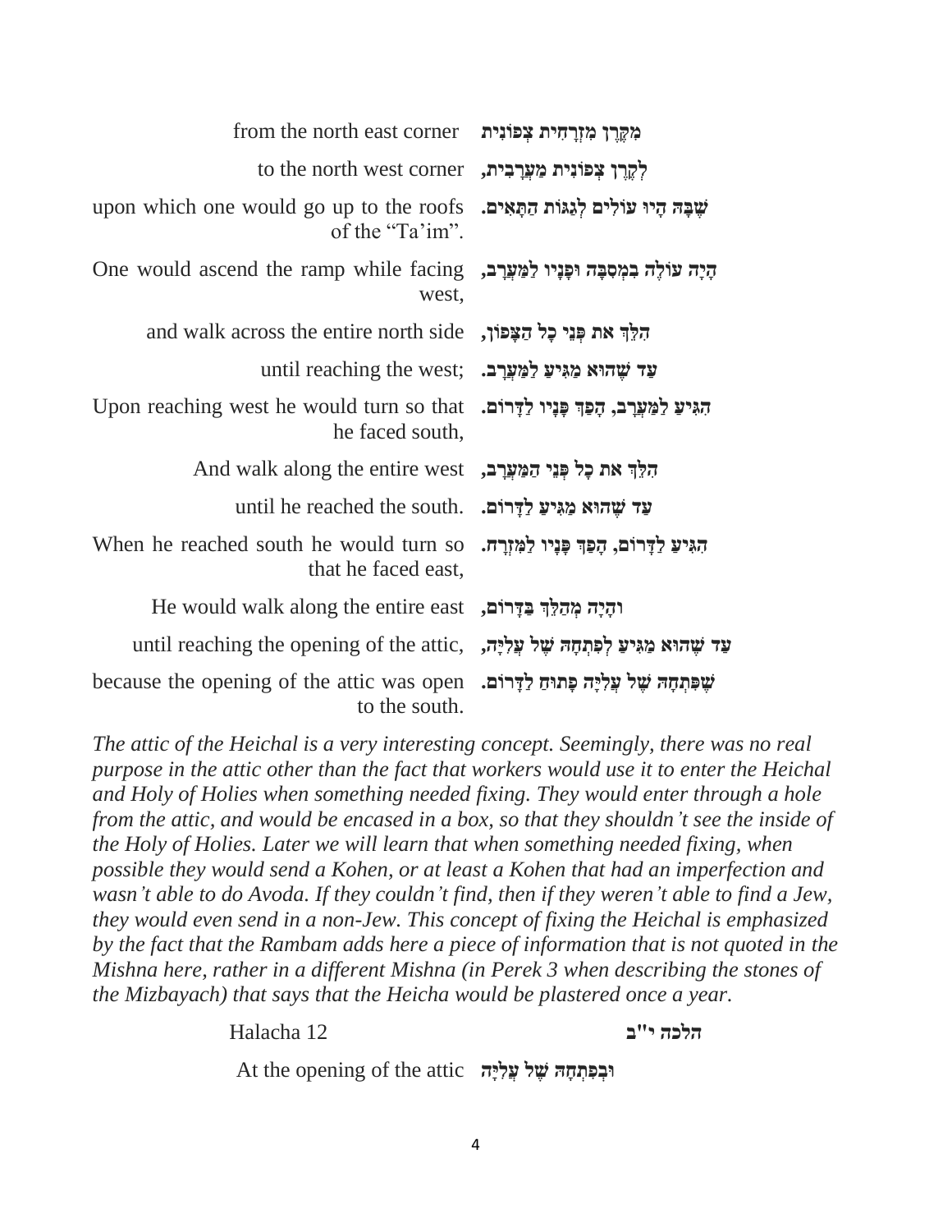| | |
|---|---|
| from the north east corner | מִקֶּרֶן מִזְרָחִית צְפוֹנִית |
| to the north west corner | לְקֶרֶן צְפוֹנִית מַעֲרָבִית, |
| upon which one would go up to the roofs of the "Ta'im". | שֶׁבָּהּ הָיוּ עוֹלִים לְגַגּוֹת הַתָּאִים. |
| One would ascend the ramp while facing west, | הָיָה עוֹלֶה בִמְסִבָּה וּפָנָיו לַמַּעֲרָב, |
| and walk across the entire north side | הִלֵּךְ את פְּנֵי כָל הַצָּפוֹן, |
| until reaching the west; | עַד שֶׁהוּא מַגִּיעַ לַמַּעֲרָב. |
| Upon reaching west he would turn so that he faced south, | הִגִּיעַ לַמַּעֲרָב, הָפַךְ פָּנָיו לַדָּרוֹם. |
| And walk along the entire west | הִלֵּךְ את כָל פְּנֵי הַמַּעֲרָב, |
| until he reached the south. | עַד שֶׁהוּא מַגִּיעַ לַדָּרוֹם. |
| When he reached south he would turn so that he faced east, | הִגִּיעַ לַדָּרוֹם, הָפַךְ פָּנָיו לַמִּזְרָח. |
| He would walk along the entire east | וְהָיָה מְהַלֵּךְ בַּדָּרוֹם, |
| until reaching the opening of the attic, | עַד שֶׁהוּא מַגִּיעַ לְפִתְחָהּ שֶׁל עֲלִיָּה, |
| because the opening of the attic was open to the south. | שֶׁפִּתְחָהּ שֶׁל עֲלִיָּה פָּתוּחַ לַדָּרוֹם. |

*The attic of the Heichal is a very interesting concept. Seemingly, there was no real purpose in the attic other than the fact that workers would use it to enter the Heichal and Holy of Holies when something needed fixing. They would enter through a hole from the attic, and would be encased in a box, so that they shouldn't see the inside of the Holy of Holies. Later we will learn that when something needed fixing, when possible they would send a Kohen, or at least a Kohen that had an imperfection and wasn't able to do Avoda. If they couldn't find, then if they weren't able to find a Jew, they would even send in a non-Jew. This concept of fixing the Heichal is emphasized by the fact that the Rambam adds here a piece of information that is not quoted in the Mishna here, rather in a different Mishna (in Perek 3 when describing the stones of the Mizbayach) that says that the Heicha would be plastered once a year.*

## Halacha 12 — הלכה י"ב

| | |
|---|---|
| At the opening of the attic | וּבְפִתְחָהּ שֶׁל עֲלִיָּה |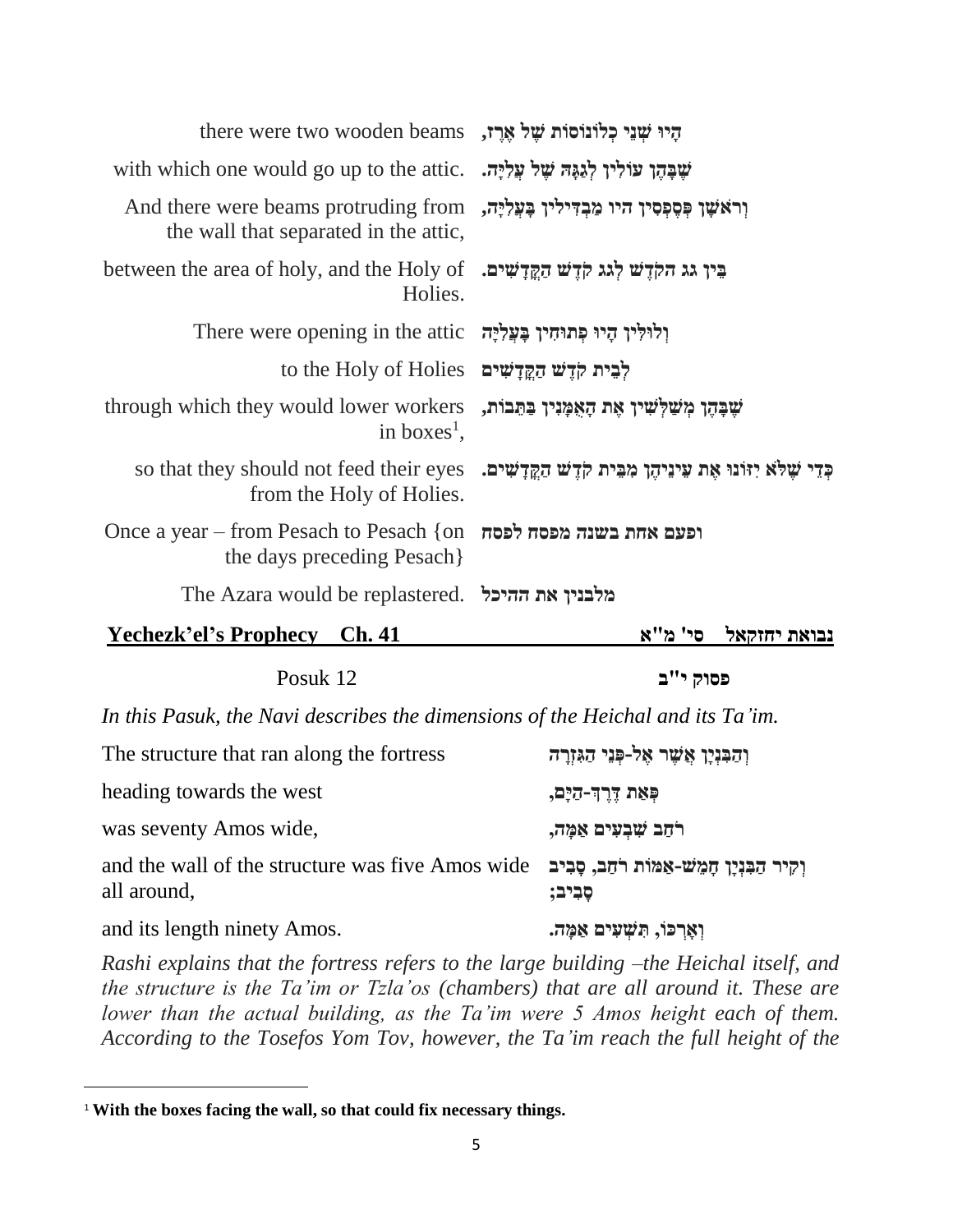| | |
|---|---|
| there were two wooden beams | הָיוּ שְׁנֵי כְלוֹנָסוֹת שֶׁל אֶרֶז, |
| with which one would go up to the attic. | שֶׁבָּהֶן עוֹלִין לְגַגָּהּ שֶׁל עֲלִיָּה. |
| And there were beams protruding from the wall that separated in the attic, | וְרָאשָׁן פְּסֶפְסִין היו מַבְדִּילִין בָּעֲלִיָּה, |
| between the area of holy, and the Holy of Holies. | בֵּין גג הקֹּדֶשׁ לְגג קֹדֶשׁ הַקֳּדָשִׁים. |
| There were opening in the attic | וְלוּלִין הָיוּ פְתוּחִין בָּעֲלִיָּה |
| to the Holy of Holies | לְבֵית קֹדֶשׁ הַקֳּדָשִׁים |
| through which they would lower workers in boxes[1], | שֶׁבָּהֶן מְשַׁלְשְׁלִין אֶת הָאֻמָּנִין בַּתֵּבוֹת, |
| so that they should not feed their eyes from the Holy of Holies. | כְּדֵי שֶׁלֹּא יָזוֹנוּ אֶת עֵינֵיהֶן מִבֵּית קֹדֶשׁ הַקֳּדָשִׁים. |
| Once a year – from Pesach to Pesach {on the days preceding Pesach} | ופעם אחת בשנה מפסח לפסח |
| The Azara would be replastered. | מלבנין את ההיכל |

## Yechezk'el's Prophecy Ch. 41 — נבואת יחזקאל סי' מ"א

Posuk 12 — פסוק י"ב

*In this Pasuk, the Navi describes the dimensions of the Heichal and its Ta'im.*

| | |
|---|---|
| The structure that ran along the fortress | וְהַבִּנְיָן אֲשֶׁר אֶל-פְּנֵי הַגִּזְרָה |
| heading towards the west | פְּאַת דֶּרֶךְ-הַיָּם, |
| was seventy Amos wide, | רֹחַב שִׁבְעִים אַמָּה, |
| and the wall of the structure was five Amos wide all around, | וְקִיר הַבִּנְיָן חָמֵשׁ-אַמּוֹת רֹחַב, סָבִיב סָבִיב; |
| and its length ninety Amos. | וְאָרְכּוֹ, תִּשְׁעִים אַמָּה. |

*Rashi explains that the fortress refers to the large building –the Heichal itself, and the structure is the Ta'im or Tzla'os (chambers) that are all around it. These are lower than the actual building, as the Ta'im were 5 Amos height each of them. According to the Tosefos Yom Tov, however, the Ta'im reach the full height of the*

[1] **With the boxes facing the wall, so that could fix necessary things.**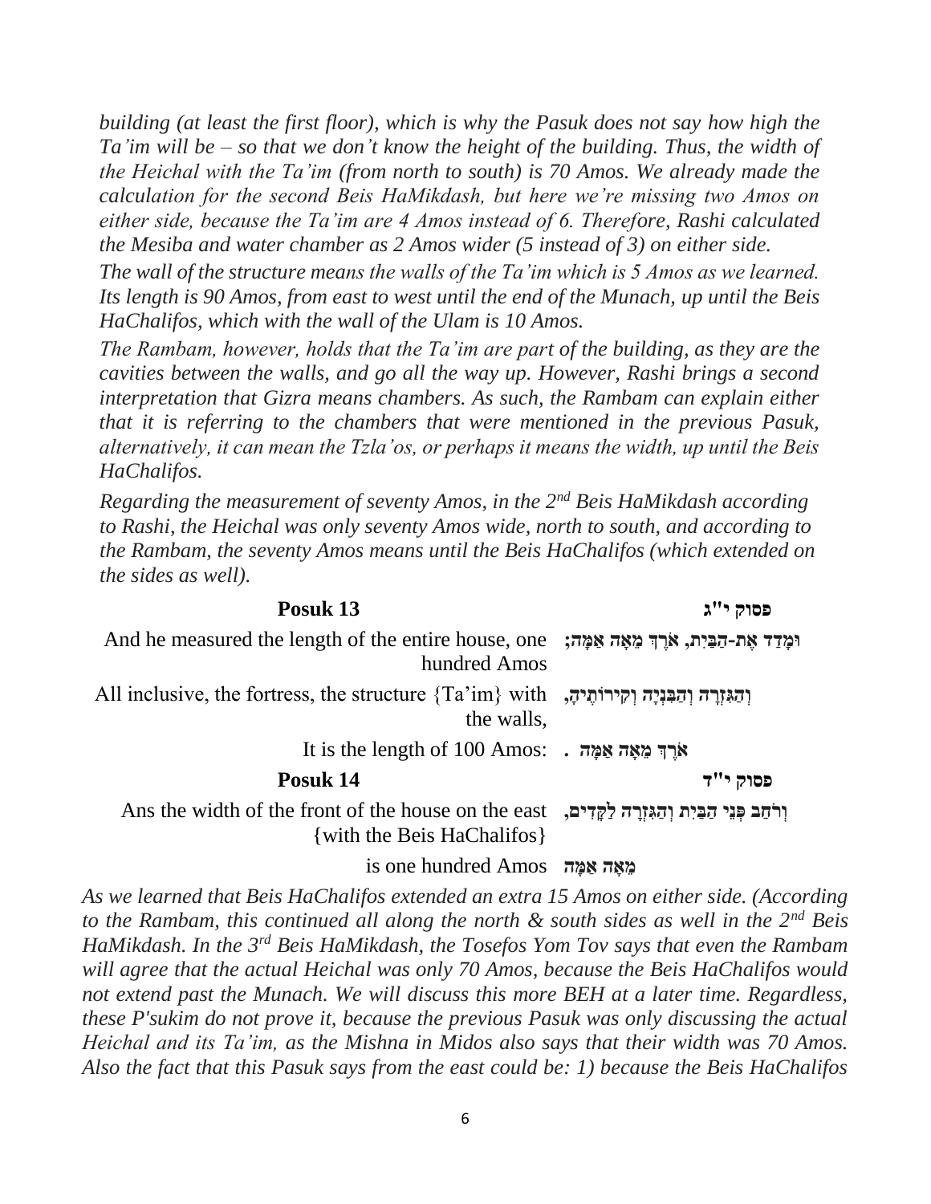*building (at least the first floor), which is why the Pasuk does not say how high the Ta'im will be – so that we don't know the height of the building. Thus, the width of the Heichal with the Ta'im (from north to south) is 70 Amos. We already made the calculation for the second Beis HaMikdash, but here we're missing two Amos on either side, because the Ta'im are 4 Amos instead of 6. Therefore, Rashi calculated the Mesiba and water chamber as 2 Amos wider (5 instead of 3) on either side.*

*The wall of the structure means the walls of the Ta'im which is 5 Amos as we learned. Its length is 90 Amos, from east to west until the end of the Munach, up until the Beis HaChalifos, which with the wall of the Ulam is 10 Amos.*

*The Rambam, however, holds that the Ta'im are part of the building, as they are the cavities between the walls, and go all the way up. However, Rashi brings a second interpretation that Gizra means chambers. As such, the Rambam can explain either that it is referring to the chambers that were mentioned in the previous Pasuk, alternatively, it can mean the Tzla'os, or perhaps it means the width, up until the Beis HaChalifos.*

*Regarding the measurement of seventy Amos, in the 2nd Beis HaMikdash according to Rashi, the Heichal was only seventy Amos wide, north to south, and according to the Rambam, the seventy Amos means until the Beis HaChalifos (which extended on the sides as well).*

| **Posuk 13** | **פסוק י"ג** |
|---|---|
| And he measured the length of the entire house, one hundred Amos | וּמָדַד אֶת-הַבַּיִת, אֹרֶךְ מֵאָה אַמָּה; |
| All inclusive, the fortress, the structure {Ta'im} with the walls, | וְהַגִּזְרָה וְהַבִּנְיָה וְקִירוֹתֶיהָ, |
| It is the length of 100 Amos: | אֹרֶךְ מֵאָה אַמָּה . |
| **Posuk 14** | **פסוק י"ד** |
| Ans the width of the front of the house on the east {with the Beis HaChalifos} | וְרֹחַב פְּנֵי הַבַּיִת וְהַגִּזְרָה לַקָּדִים, |
| is one hundred Amos | מֵאָה אַמָּה |

*As we learned that Beis HaChalifos extended an extra 15 Amos on either side. (According to the Rambam, this continued all along the north & south sides as well in the 2nd Beis HaMikdash. In the 3rd Beis HaMikdash, the Tosefos Yom Tov says that even the Rambam will agree that the actual Heichal was only 70 Amos, because the Beis HaChalifos would not extend past the Munach. We will discuss this more BEH at a later time. Regardless, these P'sukim do not prove it, because the previous Pasuk was only discussing the actual Heichal and its Ta'im, as the Mishna in Midos also says that their width was 70 Amos. Also the fact that this Pasuk says from the east could be: 1) because the Beis HaChalifos*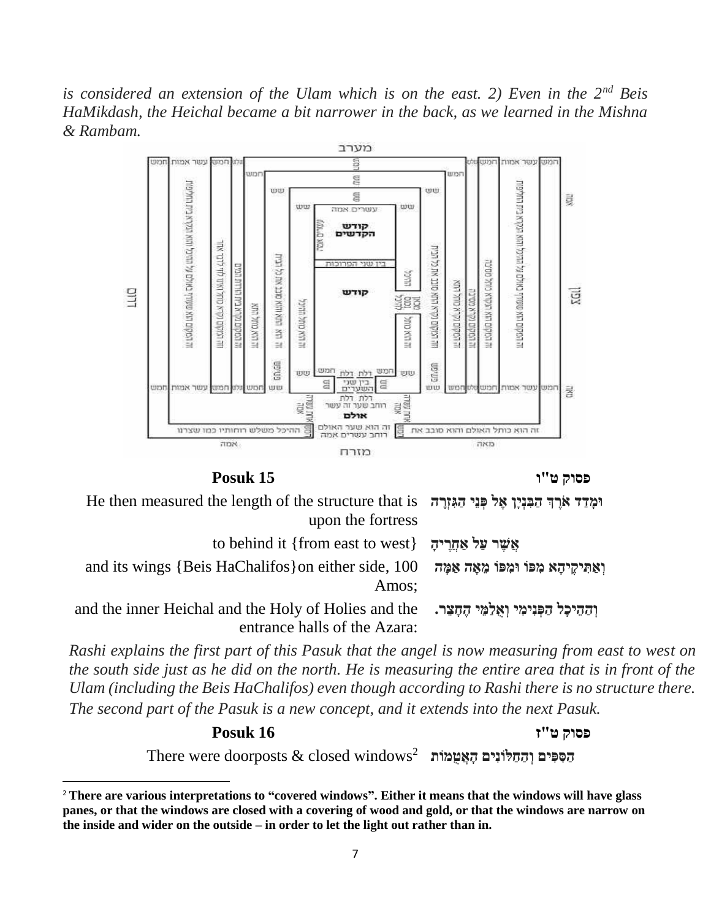*is considered an extension of the Ulam which is on the east. 2) Even in the 2nd Beis HaMikdash, the Heichal became a bit narrower in the back, as we learned in the Mishna & Rambam.*

### Posuk 15 — פסוק ט"ו

| | |
|---|---|
| He then measured the length of the structure that is upon the fortress | **וּמָדַד אֹרֶךְ הַבִּנְיָן אֶל פְּנֵי הַגִּזְרָה** |
| to behind it {from east to west} | **אֲשֶׁר עַל אַחֲרֶיהָ** |
| and its wings {Beis HaChalifos}on either side, 100 Amos; | **וְאַתִּיקֶיהָא מִפּוֹ וּמִפּוֹ מֵאָה אַמָּה** |
| and the inner Heichal and the Holy of Holies and the entrance halls of the Azara: | **וְהַהֵיכָל הַפְּנִימִי וְאֻלַמֵּי הֶחָצֵר.** |

*Rashi explains the first part of this Pasuk that the angel is now measuring from east to west on the south side just as he did on the north. He is measuring the entire area that is in front of the Ulam (including the Beis HaChalifos) even though according to Rashi there is no structure there. The second part of the Pasuk is a new concept, and it extends into the next Pasuk.*

### Posuk 16 — פסוק ט"ז

| | |
|---|---|
| There were doorposts & closed windows[2] | **הַסִּפִּים וְהַחַלּוֹנִים הָאֲטֻמוֹת** |

[2] **There are various interpretations to "covered windows". Either it means that the windows will have glass panes, or that the windows are closed with a covering of wood and gold, or that the windows are narrow on the inside and wider on the outside – in order to let the light out rather than in.**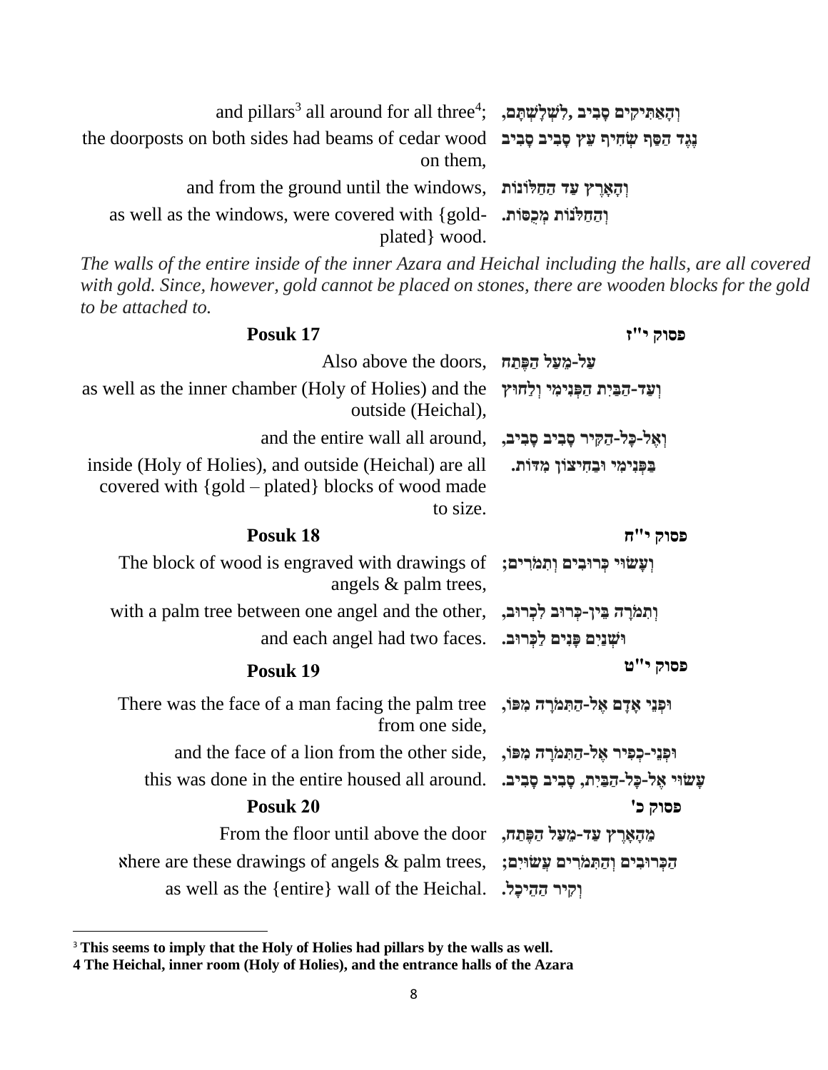| | |
|---|---|
| and pillars[3] all around for all three[4]; | וְהָאַתִּיקִים סָבִיב ,לִשְׁלָשְׁתָּם, |
| the doorposts on both sides had beams of cedar wood on them, | נֶגֶד הַסַּף שְׂחִיף עֵץ סָבִיב סָבִיב |
| and from the ground until the windows, | וְהָאָרֶץ עַד הַחַלֹּנוֹת |
| as well as the windows, were covered with {gold-plated} wood. | וְהַחַלֹּנוֹת מְכֻסּוֹת. |

*The walls of the entire inside of the inner Azara and Heichal including the halls, are all covered with gold. Since, however, gold cannot be placed on stones, there are wooden blocks for the gold to be attached to.*

| **Posuk 17** | **פסוק י"ז** |
|---|---|
| Also above the doors, | עַל-מֵעַל הַפֶּתַח |
| as well as the inner chamber (Holy of Holies) and the outside (Heichal), | וְעַד-הַבַּיִת הַפְּנִימִי וְלַחוּץ |
| and the entire wall all around, | וְאֶל-כָּל-הַקִּיר סָבִיב סָבִיב, |
| inside (Holy of Holies), and outside (Heichal) are all covered with {gold – plated} blocks of wood made to size. | בַּפְּנִימִי וּבַחִיצוֹן מִדּוֹת. |

| **Posuk 18** | **פסוק י"ח** |
|---|---|
| The block of wood is engraved with drawings of angels & palm trees, | וְעָשׂוּי כְּרוּבִים וְתִמֹרִים; |
| with a palm tree between one angel and the other, | וְתִמֹרָה בֵּין-כְּרוּב לִכְרוּב, |
| and each angel had two faces. | וּשְׁנַיִם פָּנִים לַכְּרוּב. |

| **Posuk 19** | **פסוק י"ט** |
|---|---|
| There was the face of a man facing the palm tree from one side, | וּפְנֵי אָדָם אֶל-הַתִּמֹרָה מִפּוֹ, |
| and the face of a lion from the other side, | וּפְנֵי-כְפִיר אֶל-הַתִּמֹרָה מִפּוֹ, |
| this was done in the entire housed all around. | עָשׂוּי אֶל-כָּל-הַבַּיִת, סָבִיב סָבִיב. |

| **Posuk 20** | **פסוק כ'** |
|---|---|
| From the floor until above the door | מֵהָאָרֶץ עַד-מֵעַל הַפֶּתַח, |
| אhere are these drawings of angels & palm trees, | הַכְּרוּבִים וְהַתִּמֹרִים עֲשׂוּיִם; |
| as well as the {entire} wall of the Heichal. | וְקִיר הַהֵיכָל. |

[3] **This seems to imply that the Holy of Holies had pillars by the walls as well.**

[4] **The Heichal, inner room (Holy of Holies), and the entrance halls of the Azara**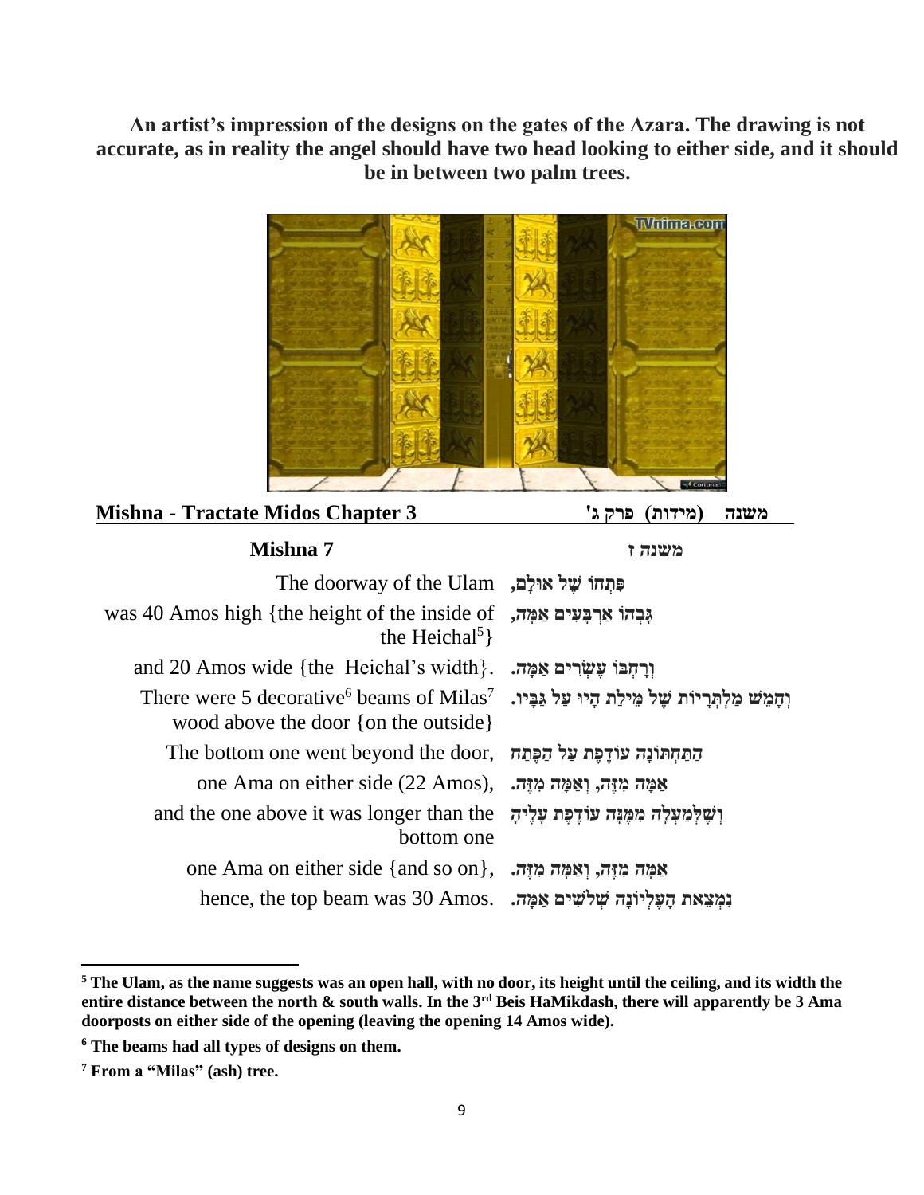**An artist's impression of the designs on the gates of the Azara. The drawing is not accurate, as in reality the angel should have two head looking to either side, and it should be in between two palm trees.**

## Mishna - Tractate Midos Chapter 3 — משנה (מידות) פרק ג'

### Mishna 7 — משנה ז

| English | Hebrew |
| --- | --- |
| The doorway of the Ulam | פִּתְחוֹ שֶׁל אוּלָם, |
| was 40 Amos high {the height of the inside of the Heichal[5]} | גָּבְהוֹ אַרְבָּעִים אַמָּה, |
| and 20 Amos wide {the Heichal's width}. | וְרָחְבּוֹ עֶשְׂרִים אַמָּה. |
| There were 5 decorative[6] beams of Milas[7] wood above the door {on the outside} | וְחָמֵשׁ מַלְתְּרָיוֹת שֶׁל מֵילַת הָיוּ עַל גַּבָּיו. |
| The bottom one went beyond the door, | הַתַּחְתּוֹנָה עוֹדֶפֶת עַל הַפֶּתַח |
| one Ama on either side (22 Amos), | אַמָּה מִזֶּה, וְאַמָּה מִזֶּה. |
| and the one above it was longer than the bottom one | וְשֶׁלְּמַעְלָה מִמֶּנָּה עוֹדֶפֶת עָלֶיהָ |
| one Ama on either side {and so on}, | אַמָּה מִזֶּה, וְאַמָּה מִזֶּה. |
| hence, the top beam was 30 Amos. | נִמְצֵאת הָעֶלְיוֹנָה שְׁלֹשִׁים אַמָּה. |

---

[5] **The Ulam, as the name suggests was an open hall, with no door, its height until the ceiling, and its width the entire distance between the north & south walls. In the 3rd Beis HaMikdash, there will apparently be 3 Ama doorposts on either side of the opening (leaving the opening 14 Amos wide).**

[6] **The beams had all types of designs on them.**

[7] **From a "Milas" (ash) tree.**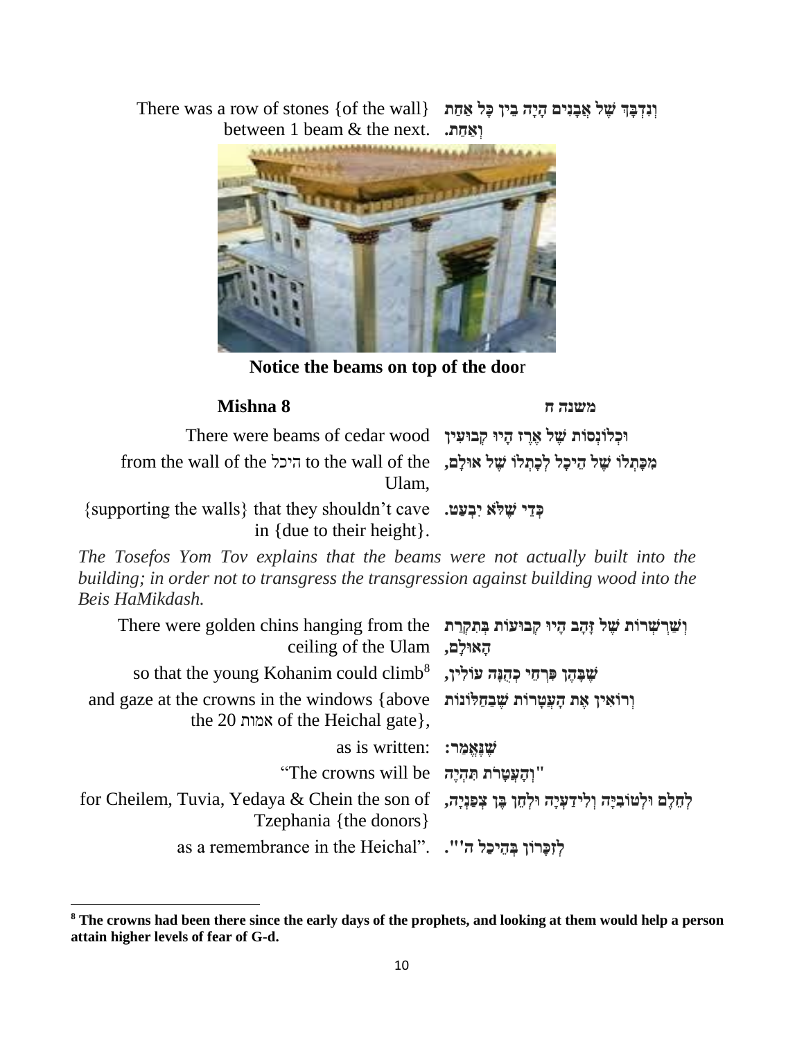| | |
|---|---|
| There was a row of stones {of the wall} between 1 beam & the next. | וְנִדְבָּךְ שֶׁל אֲבָנִים הָיָה בֵין כָּל אַחַת וְאַחַת. |

**Notice the beams on top of the door**

| **Mishna 8** | **משנה ח** |
|---|---|
| There were beams of cedar wood | וּכְלוֹנְסוֹת שֶׁל אֶרֶז הָיוּ קְבוּעִין |
| from the wall of the היכל to the wall of the Ulam, | מִכָּתְלוֹ שֶׁל הֵיכָל לְכָתְלוֹ שֶׁל אוּלָם, |
| {supporting the walls} that they shouldn't cave in {due to their height}. | כְּדֵי שֶׁלֹּא יִבְעַט. |

*The Tosefos Yom Tov explains that the beams were not actually built into the building; in order not to transgress the transgression against building wood into the Beis HaMikdash.*

| | |
|---|---|
| There were golden chins hanging from the ceiling of the Ulam | וְשַׁרְשְׁרוֹת שֶׁל זָהָב הָיוּ קְבוּעוֹת בְּתִקְרַת הָאוּלָם, |
| so that the young Kohanim could climb[8] | שֶׁבָּהֶן פִּרְחֵי כְהֻנָּה עוֹלִין, |
| and gaze at the crowns in the windows {above the 20 אמות of the Heichal gate}, | וְרוֹאִין אֶת הָעֲטָרוֹת שֶׁבַּחַלּוֹנוֹת |
| as is written: | שֶׁנֶּאֱמַר: |
| "The crowns will be | "וְהָעֲטָרֹת תִּהְיֶה |
| for Cheilem, Tuvia, Yedaya & Chein the son of Tzephania {the donors} | לְחֵלֶם וּלְטוֹבִיָּה וְלִידַעְיָה וּלְחֵן בֶּן צְפַנְיָה, |
| as a remembrance in the Heichal". | לְזִכָּרוֹן בְּהֵיכַל ה'". |

---

**[8] The crowns had been there since the early days of the prophets, and looking at them would help a person attain higher levels of fear of G-d.**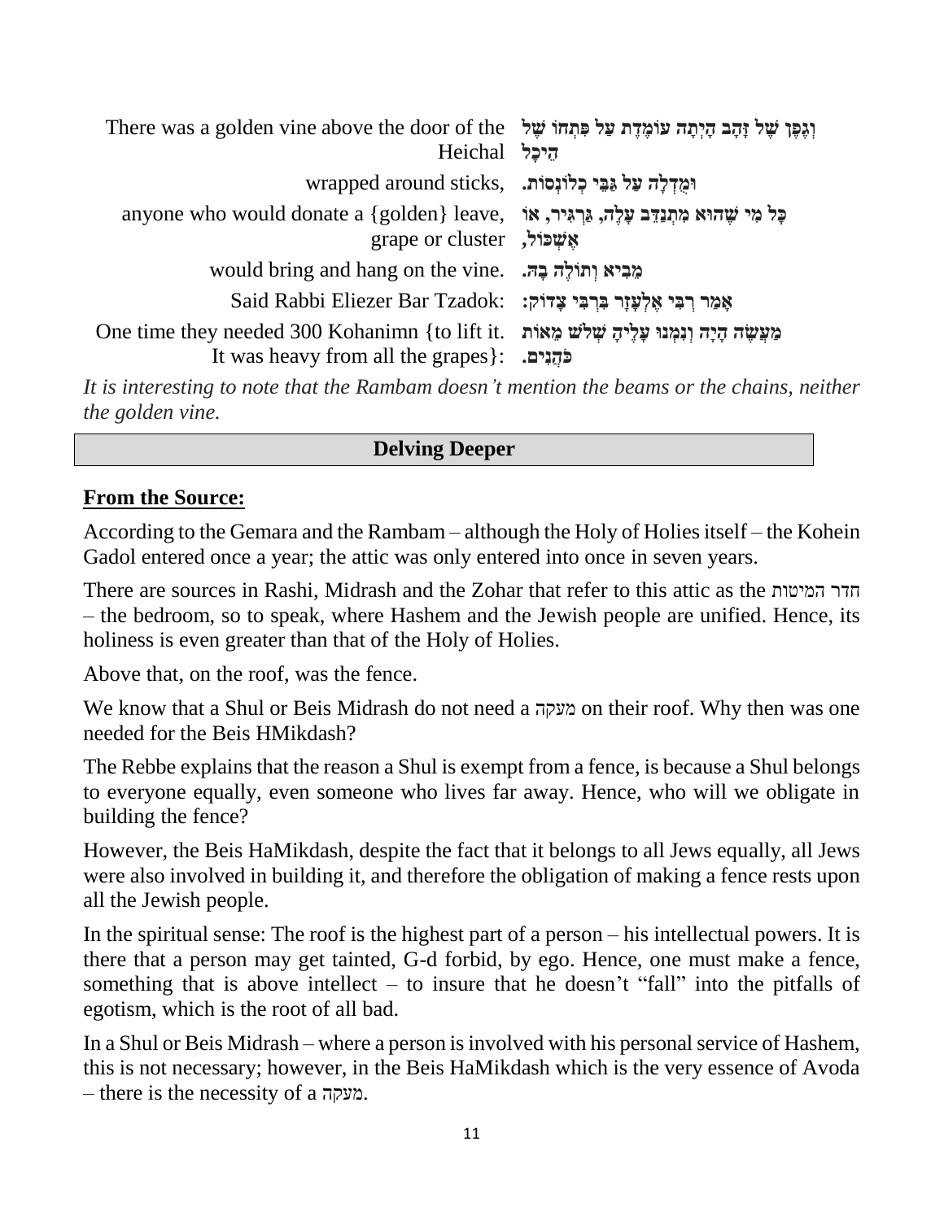| | |
|---|---|
| There was a golden vine above the door of the Heichal | וְגֶפֶן שֶׁל זָהָב הָיְתָה עוֹמֶדֶת עַל פִּתְחוֹ שֶׁל הֵיכָל |
| wrapped around sticks, | וּמֻדְלָה עַל גַּבֵּי כְלוֹנָסוֹת. |
| anyone who would donate a {golden} leave, grape or cluster | כָּל מִי שֶׁהוּא מִתְנַדֵּב עָלֶה, גַּרְגִּיר, אוֹ אֶשְׁכּוֹל, |
| would bring and hang on the vine. | מֵבִיא וְתוֹלֶה בָהּ. |
| Said Rabbi Eliezer Bar Tzadok: | אָמַר רַבִּי אֱלִעֶזֶר בְּרַבִּי צָדוֹק: |
| One time they needed 300 Kohanimn {to lift it. It was heavy from all the grapes}: | מַעֲשֶׂה הָיָה וְנִמְנוּ עָלֶיהָ שְׁלֹשׁ מֵאוֹת כֹּהֲנִים. |

*It is interesting to note that the Rambam doesn't mention the beams or the chains, neither the golden vine.*

## Delving Deeper

**From the Source:**

According to the Gemara and the Rambam – although the Holy of Holies itself – the Kohein Gadol entered once a year; the attic was only entered into once in seven years.

There are sources in Rashi, Midrash and the Zohar that refer to this attic as the חדר המיטות – the bedroom, so to speak, where Hashem and the Jewish people are unified. Hence, its holiness is even greater than that of the Holy of Holies.

Above that, on the roof, was the fence.

We know that a Shul or Beis Midrash do not need a מעקה on their roof. Why then was one needed for the Beis HMikdash?

The Rebbe explains that the reason a Shul is exempt from a fence, is because a Shul belongs to everyone equally, even someone who lives far away. Hence, who will we obligate in building the fence?

However, the Beis HaMikdash, despite the fact that it belongs to all Jews equally, all Jews were also involved in building it, and therefore the obligation of making a fence rests upon all the Jewish people.

In the spiritual sense: The roof is the highest part of a person – his intellectual powers. It is there that a person may get tainted, G-d forbid, by ego. Hence, one must make a fence, something that is above intellect – to insure that he doesn't "fall" into the pitfalls of egotism, which is the root of all bad.

In a Shul or Beis Midrash – where a person is involved with his personal service of Hashem, this is not necessary; however, in the Beis HaMikdash which is the very essence of Avoda – there is the necessity of a מעקה.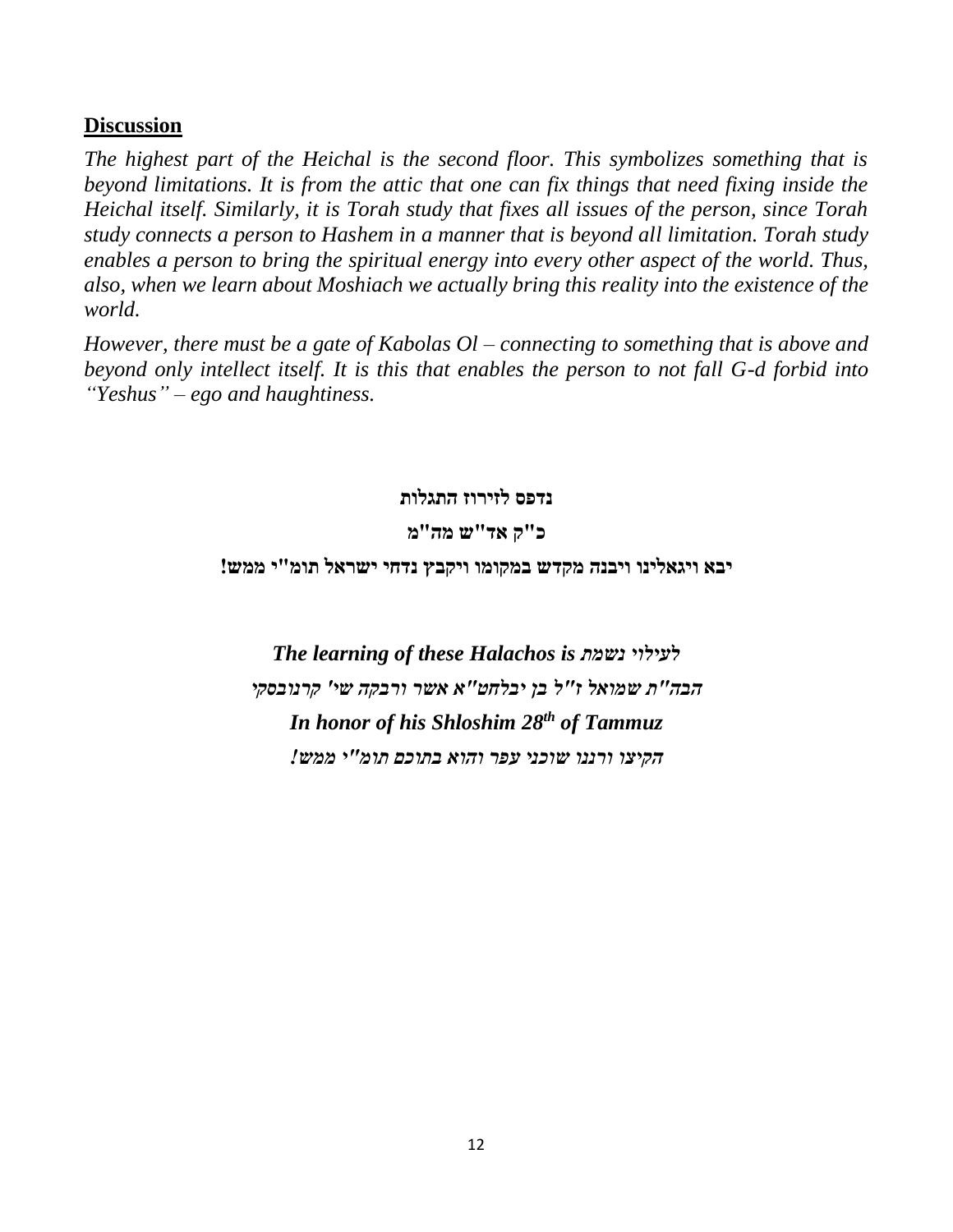## Discussion

*The highest part of the Heichal is the second floor. This symbolizes something that is beyond limitations. It is from the attic that one can fix things that need fixing inside the Heichal itself. Similarly, it is Torah study that fixes all issues of the person, since Torah study connects a person to Hashem in a manner that is beyond all limitation. Torah study enables a person to bring the spiritual energy into every other aspect of the world. Thus, also, when we learn about Moshiach we actually bring this reality into the existence of the world.*

*However, there must be a gate of Kabolas Ol – connecting to something that is above and beyond only intellect itself. It is this that enables the person to not fall G-d forbid into "Yeshus" – ego and haughtiness.*

**נדפס לזירוז התגלות**

**כ"ק אד"ש מה"מ**

**יבא ויגאלינו ויבנה מקדש במקומו ויקבץ נדחי ישראל תומ"י ממש!**

***The learning of these Halachos is לעילוי נשמת***

***הבה"ת שמואל ז"ל בן יבלחט"א אשר ורבקה שי' קרנובסקי***

***In honor of his Shloshim 28th of Tammuz***

***הקיצו ורננו שוכני עפר והוא בתוכם תומ"י ממש!***